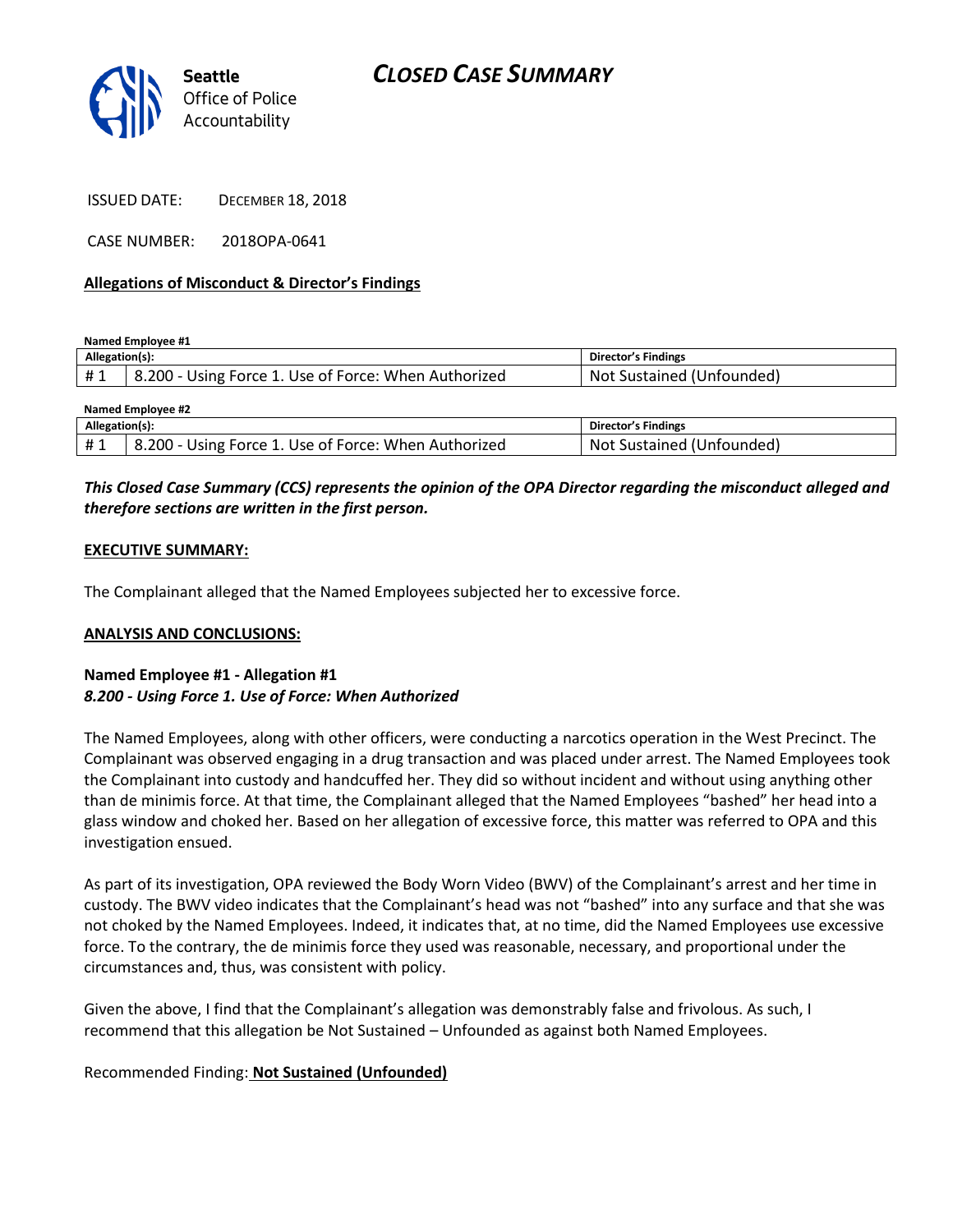Seattle Office of Police Accountability

# CLOSED CASE SUMMARY

ISSUED DATE: DECEMBER 18, 2018

CASE NUMBER: 2018OPA-0641

## Allegations of Misconduct & Director's Findings

**Named Employee #1**

| Allegation(s): | | Director's Findings |
|---|---|---|
| # 1 | 8.200 - Using Force 1. Use of Force: When Authorized | Not Sustained (Unfounded) |

**Named Employee #2**

| Allegation(s): | | Director's Findings |
|---|---|---|
| # 1 | 8.200 - Using Force 1. Use of Force: When Authorized | Not Sustained (Unfounded) |

***This Closed Case Summary (CCS) represents the opinion of the OPA Director regarding the misconduct alleged and therefore sections are written in the first person.***

**EXECUTIVE SUMMARY:**

The Complainant alleged that the Named Employees subjected her to excessive force.

**ANALYSIS AND CONCLUSIONS:**

**Named Employee #1 - Allegation #1**
***8.200 - Using Force 1. Use of Force: When Authorized***

The Named Employees, along with other officers, were conducting a narcotics operation in the West Precinct. The Complainant was observed engaging in a drug transaction and was placed under arrest. The Named Employees took the Complainant into custody and handcuffed her. They did so without incident and without using anything other than de minimis force. At that time, the Complainant alleged that the Named Employees "bashed" her head into a glass window and choked her. Based on her allegation of excessive force, this matter was referred to OPA and this investigation ensued.

As part of its investigation, OPA reviewed the Body Worn Video (BWV) of the Complainant's arrest and her time in custody. The BWV video indicates that the Complainant's head was not "bashed" into any surface and that she was not choked by the Named Employees. Indeed, it indicates that, at no time, did the Named Employees use excessive force. To the contrary, the de minimis force they used was reasonable, necessary, and proportional under the circumstances and, thus, was consistent with policy.

Given the above, I find that the Complainant's allegation was demonstrably false and frivolous. As such, I recommend that this allegation be Not Sustained – Unfounded as against both Named Employees.

Recommended Finding: **Not Sustained (Unfounded)**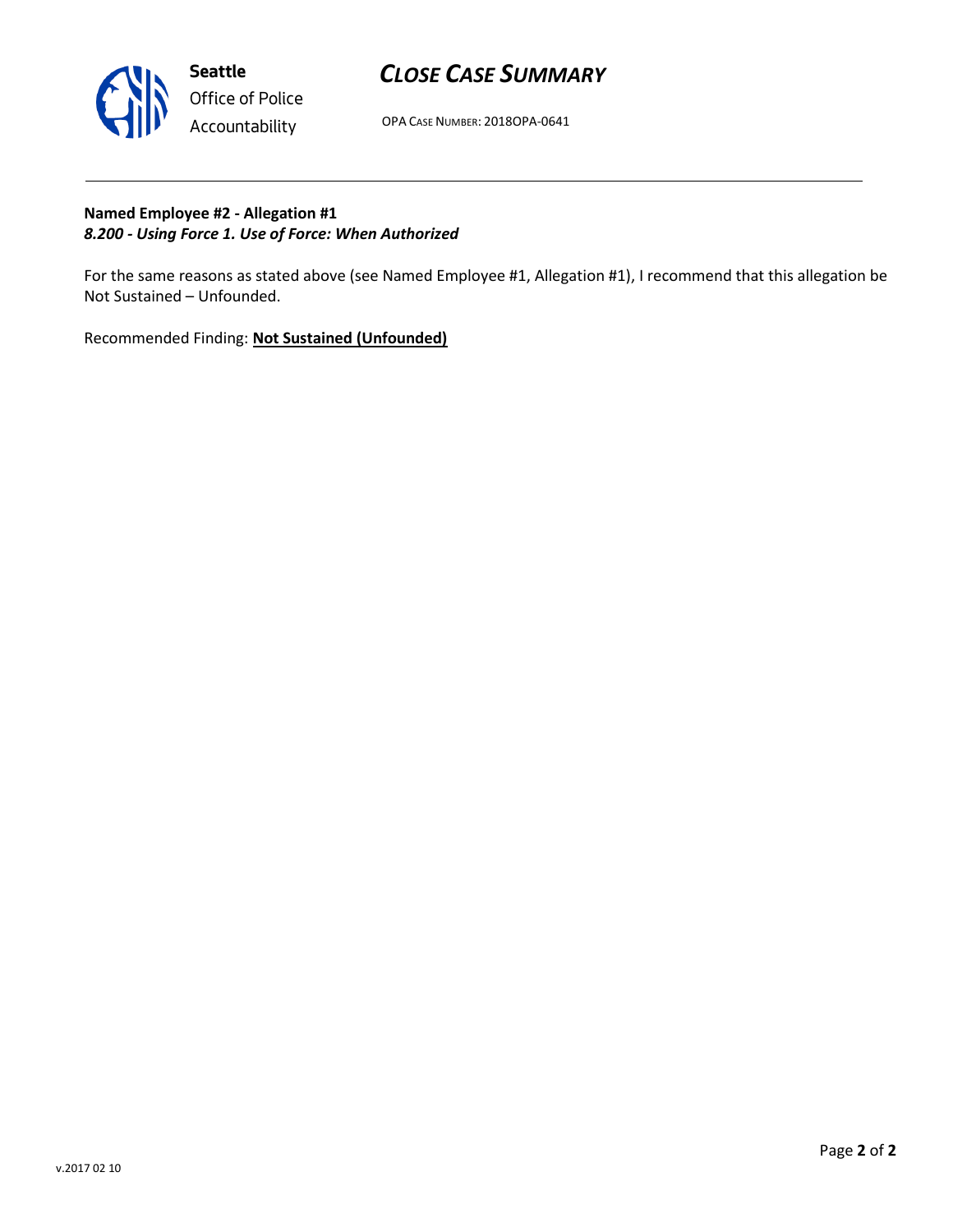**Named Employee #2 - Allegation #1**
***8.200 - Using Force 1. Use of Force: When Authorized***

For the same reasons as stated above (see Named Employee #1, Allegation #1), I recommend that this allegation be Not Sustained – Unfounded.

Recommended Finding: **Not Sustained (Unfounded)**